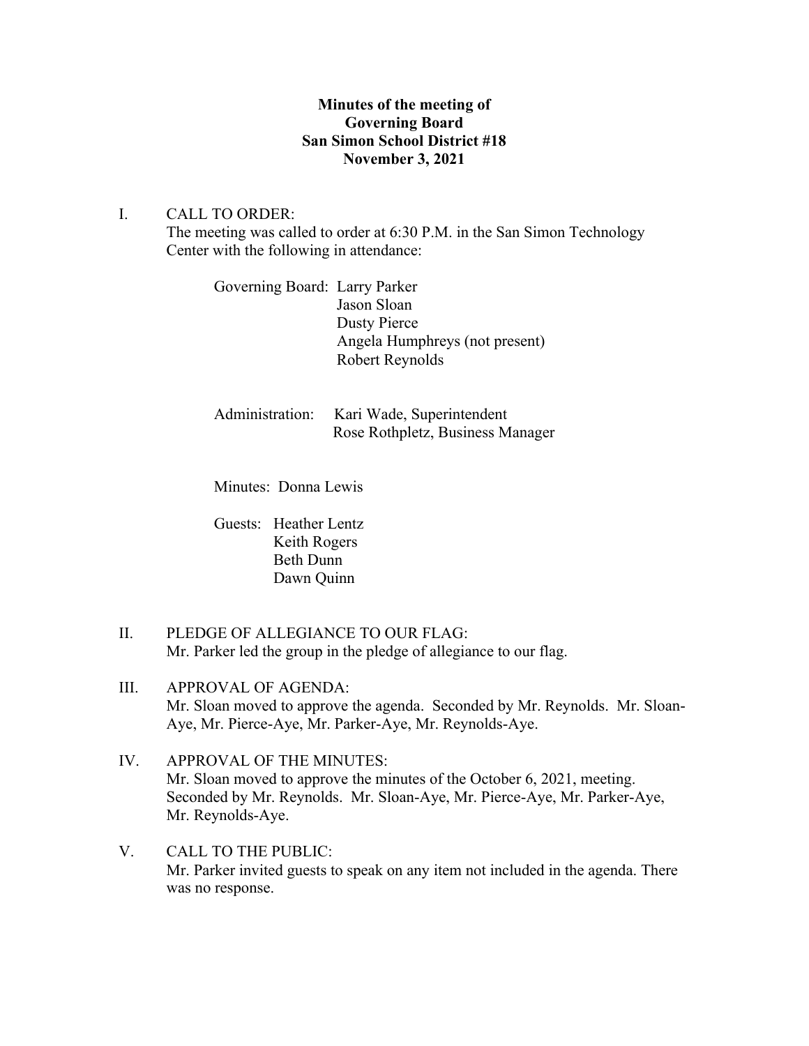**Minutes of the meeting of**
**Governing Board**
**San Simon School District #18**
**November 3, 2021**

I. CALL TO ORDER:
The meeting was called to order at 6:30 P.M. in the San Simon Technology Center with the following in attendance:

Governing Board: Larry Parker
Jason Sloan
Dusty Pierce
Angela Humphreys (not present)
Robert Reynolds

Administration: Kari Wade, Superintendent
Rose Rothpletz, Business Manager

Minutes: Donna Lewis

Guests: Heather Lentz
Keith Rogers
Beth Dunn
Dawn Quinn

II. PLEDGE OF ALLEGIANCE TO OUR FLAG:
Mr. Parker led the group in the pledge of allegiance to our flag.

III. APPROVAL OF AGENDA:
Mr. Sloan moved to approve the agenda. Seconded by Mr. Reynolds. Mr. Sloan-Aye, Mr. Pierce-Aye, Mr. Parker-Aye, Mr. Reynolds-Aye.

IV. APPROVAL OF THE MINUTES:
Mr. Sloan moved to approve the minutes of the October 6, 2021, meeting. Seconded by Mr. Reynolds. Mr. Sloan-Aye, Mr. Pierce-Aye, Mr. Parker-Aye, Mr. Reynolds-Aye.

V. CALL TO THE PUBLIC:
Mr. Parker invited guests to speak on any item not included in the agenda. There was no response.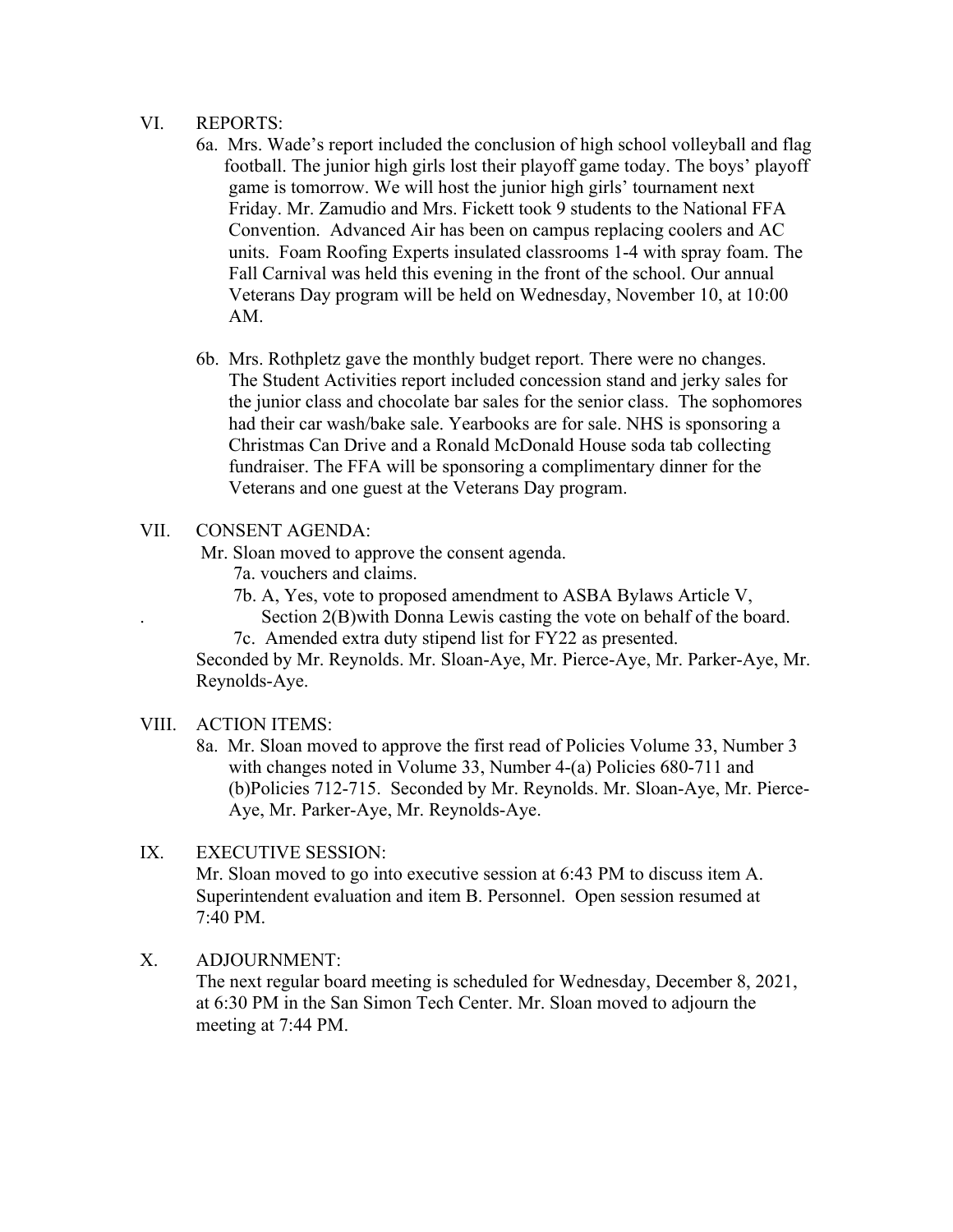VI. REPORTS:

6a. Mrs. Wade's report included the conclusion of high school volleyball and flag football. The junior high girls lost their playoff game today. The boys' playoff game is tomorrow. We will host the junior high girls' tournament next Friday. Mr. Zamudio and Mrs. Fickett took 9 students to the National FFA Convention. Advanced Air has been on campus replacing coolers and AC units. Foam Roofing Experts insulated classrooms 1-4 with spray foam. The Fall Carnival was held this evening in the front of the school. Our annual Veterans Day program will be held on Wednesday, November 10, at 10:00 AM.

6b. Mrs. Rothpletz gave the monthly budget report. There were no changes. The Student Activities report included concession stand and jerky sales for the junior class and chocolate bar sales for the senior class. The sophomores had their car wash/bake sale. Yearbooks are for sale. NHS is sponsoring a Christmas Can Drive and a Ronald McDonald House soda tab collecting fundraiser. The FFA will be sponsoring a complimentary dinner for the Veterans and one guest at the Veterans Day program.

VII. CONSENT AGENDA:

Mr. Sloan moved to approve the consent agenda.

7a. vouchers and claims.

7b. A, Yes, vote to proposed amendment to ASBA Bylaws Article V, Section 2(B)with Donna Lewis casting the vote on behalf of the board.

7c. Amended extra duty stipend list for FY22 as presented.

Seconded by Mr. Reynolds. Mr. Sloan-Aye, Mr. Pierce-Aye, Mr. Parker-Aye, Mr. Reynolds-Aye.

VIII. ACTION ITEMS:

8a. Mr. Sloan moved to approve the first read of Policies Volume 33, Number 3 with changes noted in Volume 33, Number 4-(a) Policies 680-711 and (b)Policies 712-715. Seconded by Mr. Reynolds. Mr. Sloan-Aye, Mr. Pierce-Aye, Mr. Parker-Aye, Mr. Reynolds-Aye.

IX. EXECUTIVE SESSION:

Mr. Sloan moved to go into executive session at 6:43 PM to discuss item A. Superintendent evaluation and item B. Personnel. Open session resumed at 7:40 PM.

X. ADJOURNMENT:

The next regular board meeting is scheduled for Wednesday, December 8, 2021, at 6:30 PM in the San Simon Tech Center. Mr. Sloan moved to adjourn the meeting at 7:44 PM.